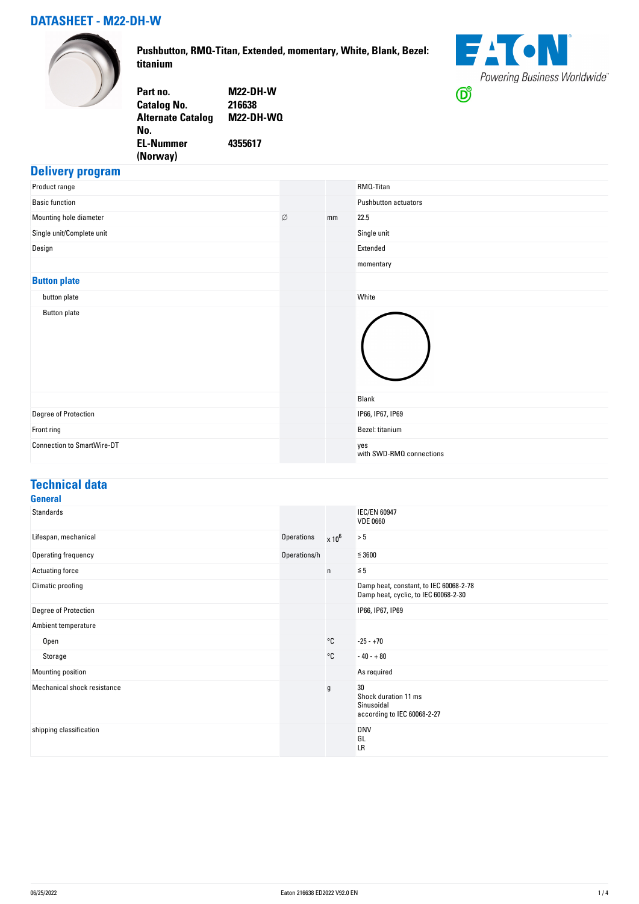# DATASHEET - M22-DH-W

**Pushbutton, RMQ-Titan, Extended, momentary, White, Blank, Bezel: titanium**

| | |
|---|---|
| **Part no.** | **M22-DH-W** |
| **Catalog No.** | **216638** |
| **Alternate Catalog No.** | **M22-DH-WQ** |
| **EL-Nummer (Norway)** | **4355617** |

EATON
Powering Business Worldwide

## Delivery program

| | | | |
|---|---|---|---|
| Product range | | | RMQ-Titan |
| Basic function | | | Pushbutton actuators |
| Mounting hole diameter | ∅ | mm | 22.5 |
| Single unit/Complete unit | | | Single unit |
| Design | | | Extended<br>momentary |
| **Button plate** | | | |
| button plate | | | White |
| Button plate | | | |
| | | | Blank |
| Degree of Protection | | | IP66, IP67, IP69 |
| Front ring | | | Bezel: titanium |
| Connection to SmartWire-DT | | | yes<br>with SWD-RMQ connections |

## Technical data

### General

| | | | |
|---|---|---|---|
| Standards | | | IEC/EN 60947<br>VDE 0660 |
| Lifespan, mechanical | Operations | x $10^6$ | > 5 |
| Operating frequency | Operations/h | | ≦ 3600 |
| Actuating force | | n | ≦ 5 |
| Climatic proofing | | | Damp heat, constant, to IEC 60068-2-78<br>Damp heat, cyclic, to IEC 60068-2-30 |
| Degree of Protection | | | IP66, IP67, IP69 |
| Ambient temperature | | | |
| Open | | °C | -25 - +70 |
| Storage | | °C | - 40 - + 80 |
| Mounting position | | | As required |
| Mechanical shock resistance | | g | 30<br>Shock duration 11 ms<br>Sinusoidal<br>according to IEC 60068-2-27 |
| shipping classification | | | DNV<br>GL<br>LR |

06/25/2022 Eaton 216638 ED2022 V92.0 EN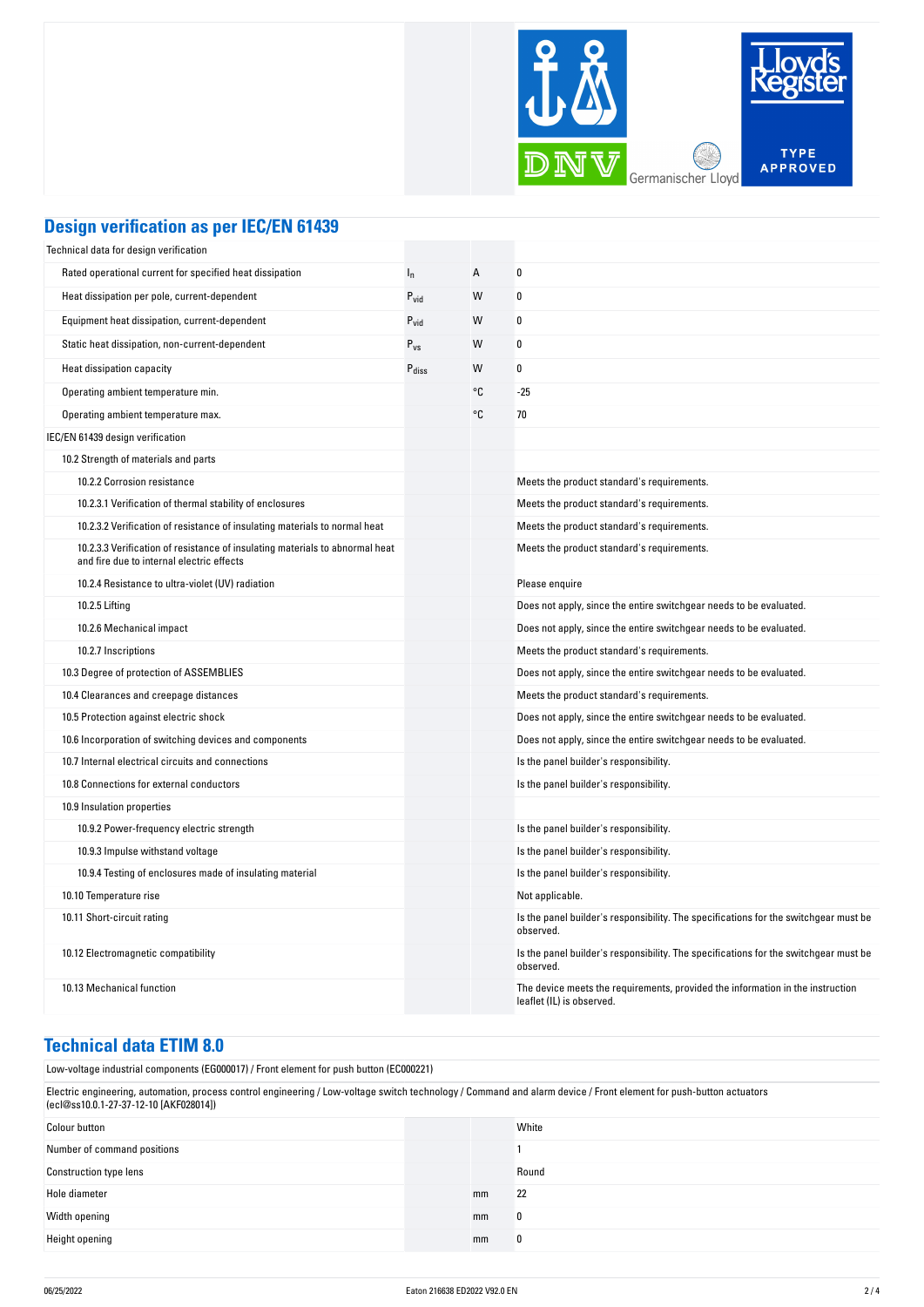## Design verification as per IEC/EN 61439

| | | | |
|---|---|---|---|
| Technical data for design verification | | | |
| Rated operational current for specified heat dissipation | $I_n$ | A | 0 |
| Heat dissipation per pole, current-dependent | $P_{vid}$ | W | 0 |
| Equipment heat dissipation, current-dependent | $P_{vid}$ | W | 0 |
| Static heat dissipation, non-current-dependent | $P_{vs}$ | W | 0 |
| Heat dissipation capacity | $P_{diss}$ | W | 0 |
| Operating ambient temperature min. | | °C | -25 |
| Operating ambient temperature max. | | °C | 70 |
| IEC/EN 61439 design verification | | | |
| 10.2 Strength of materials and parts | | | |
| 10.2.2 Corrosion resistance | | | Meets the product standard's requirements. |
| 10.2.3.1 Verification of thermal stability of enclosures | | | Meets the product standard's requirements. |
| 10.2.3.2 Verification of resistance of insulating materials to normal heat | | | Meets the product standard's requirements. |
| 10.2.3.3 Verification of resistance of insulating materials to abnormal heat and fire due to internal electric effects | | | Meets the product standard's requirements. |
| 10.2.4 Resistance to ultra-violet (UV) radiation | | | Please enquire |
| 10.2.5 Lifting | | | Does not apply, since the entire switchgear needs to be evaluated. |
| 10.2.6 Mechanical impact | | | Does not apply, since the entire switchgear needs to be evaluated. |
| 10.2.7 Inscriptions | | | Meets the product standard's requirements. |
| 10.3 Degree of protection of ASSEMBLIES | | | Does not apply, since the entire switchgear needs to be evaluated. |
| 10.4 Clearances and creepage distances | | | Meets the product standard's requirements. |
| 10.5 Protection against electric shock | | | Does not apply, since the entire switchgear needs to be evaluated. |
| 10.6 Incorporation of switching devices and components | | | Does not apply, since the entire switchgear needs to be evaluated. |
| 10.7 Internal electrical circuits and connections | | | Is the panel builder's responsibility. |
| 10.8 Connections for external conductors | | | Is the panel builder's responsibility. |
| 10.9 Insulation properties | | | |
| 10.9.2 Power-frequency electric strength | | | Is the panel builder's responsibility. |
| 10.9.3 Impulse withstand voltage | | | Is the panel builder's responsibility. |
| 10.9.4 Testing of enclosures made of insulating material | | | Is the panel builder's responsibility. |
| 10.10 Temperature rise | | | Not applicable. |
| 10.11 Short-circuit rating | | | Is the panel builder's responsibility. The specifications for the switchgear must be observed. |
| 10.12 Electromagnetic compatibility | | | Is the panel builder's responsibility. The specifications for the switchgear must be observed. |
| 10.13 Mechanical function | | | The device meets the requirements, provided the information in the instruction leaflet (IL) is observed. |

## Technical data ETIM 8.0

Low-voltage industrial components (EG000017) / Front element for push button (EC000221)

Electric engineering, automation, process control engineering / Low-voltage switch technology / Command and alarm device / Front element for push-button actuators (ecl@ss10.0.1-27-37-12-10 [AKF028014])

| | | | |
|---|---|---|---|
| Colour button | | | White |
| Number of command positions | | | 1 |
| Construction type lens | | | Round |
| Hole diameter | | mm | 22 |
| Width opening | | mm | 0 |
| Height opening | | mm | 0 |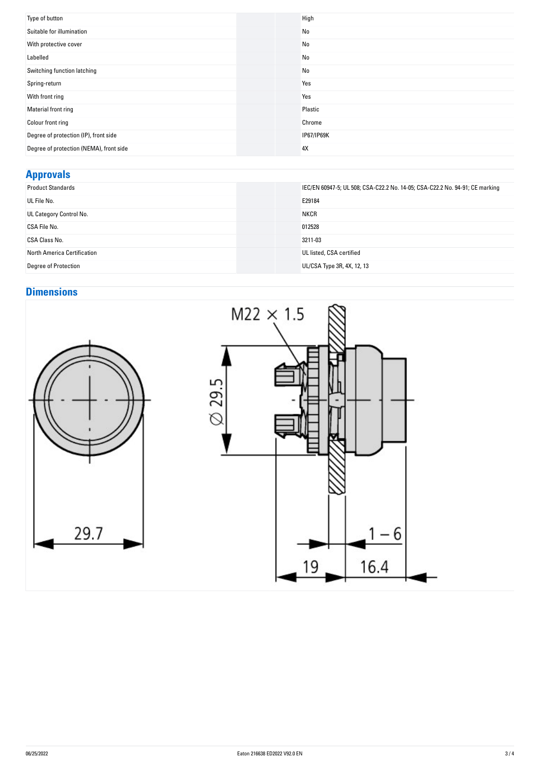| | |
|---|---|
| Type of button | High |
| Suitable for illumination | No |
| With protective cover | No |
| Labelled | No |
| Switching function latching | No |
| Spring-return | Yes |
| With front ring | Yes |
| Material front ring | Plastic |
| Colour front ring | Chrome |
| Degree of protection (IP), front side | IP67/IP69K |
| Degree of protection (NEMA), front side | 4X |

## Approvals

| | |
|---|---|
| Product Standards | IEC/EN 60947-5; UL 508; CSA-C22.2 No. 14-05; CSA-C22.2 No. 94-91; CE marking |
| UL File No. | E29184 |
| UL Category Control No. | NKCR |
| CSA File No. | 012528 |
| CSA Class No. | 3211-03 |
| North America Certification | UL listed, CSA certified |
| Degree of Protection | UL/CSA Type 3R, 4X, 12, 13 |

## Dimensions

M22 × 1.5

Ø 29.5

29.7

1 – 6

19

16.4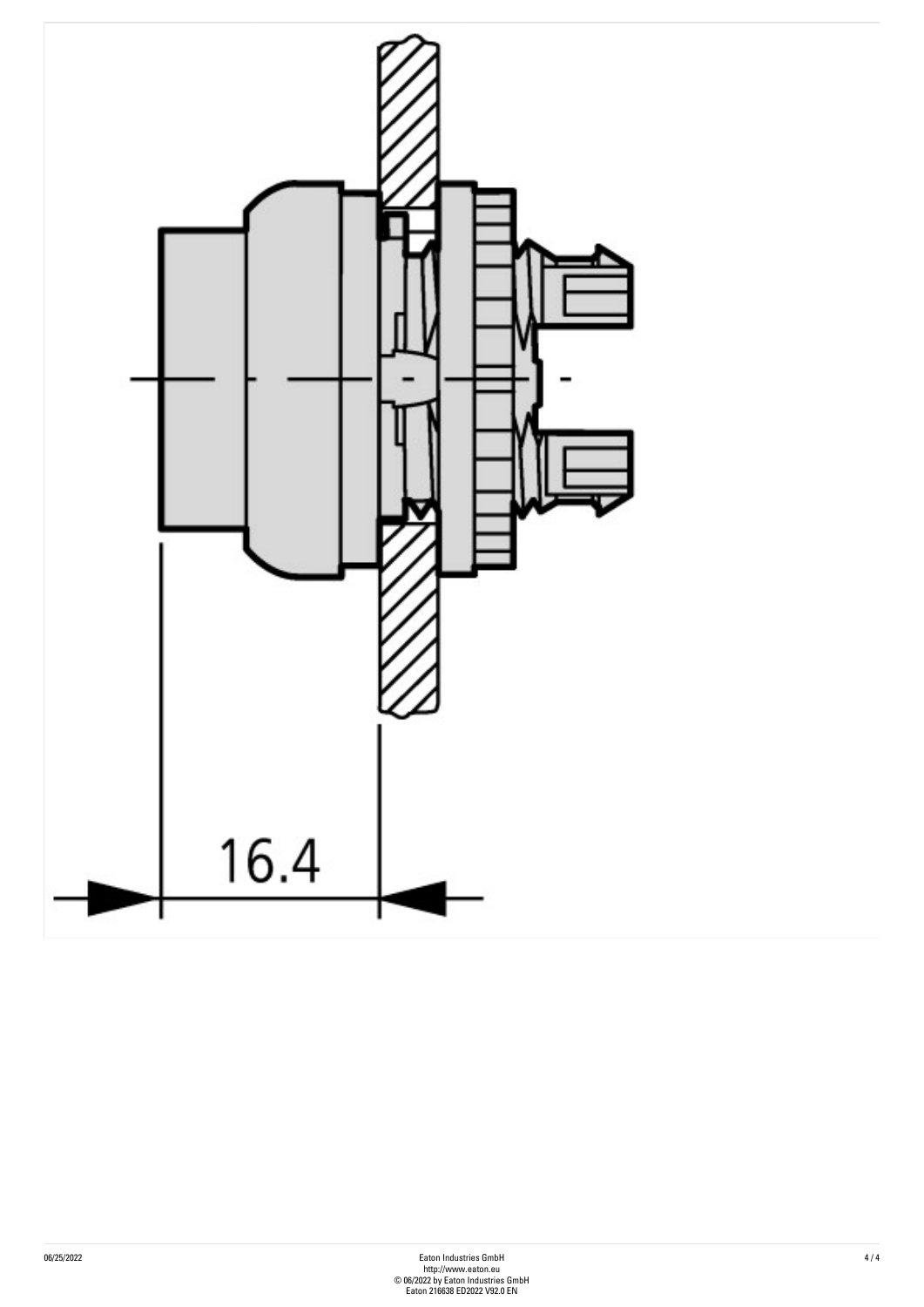16.4